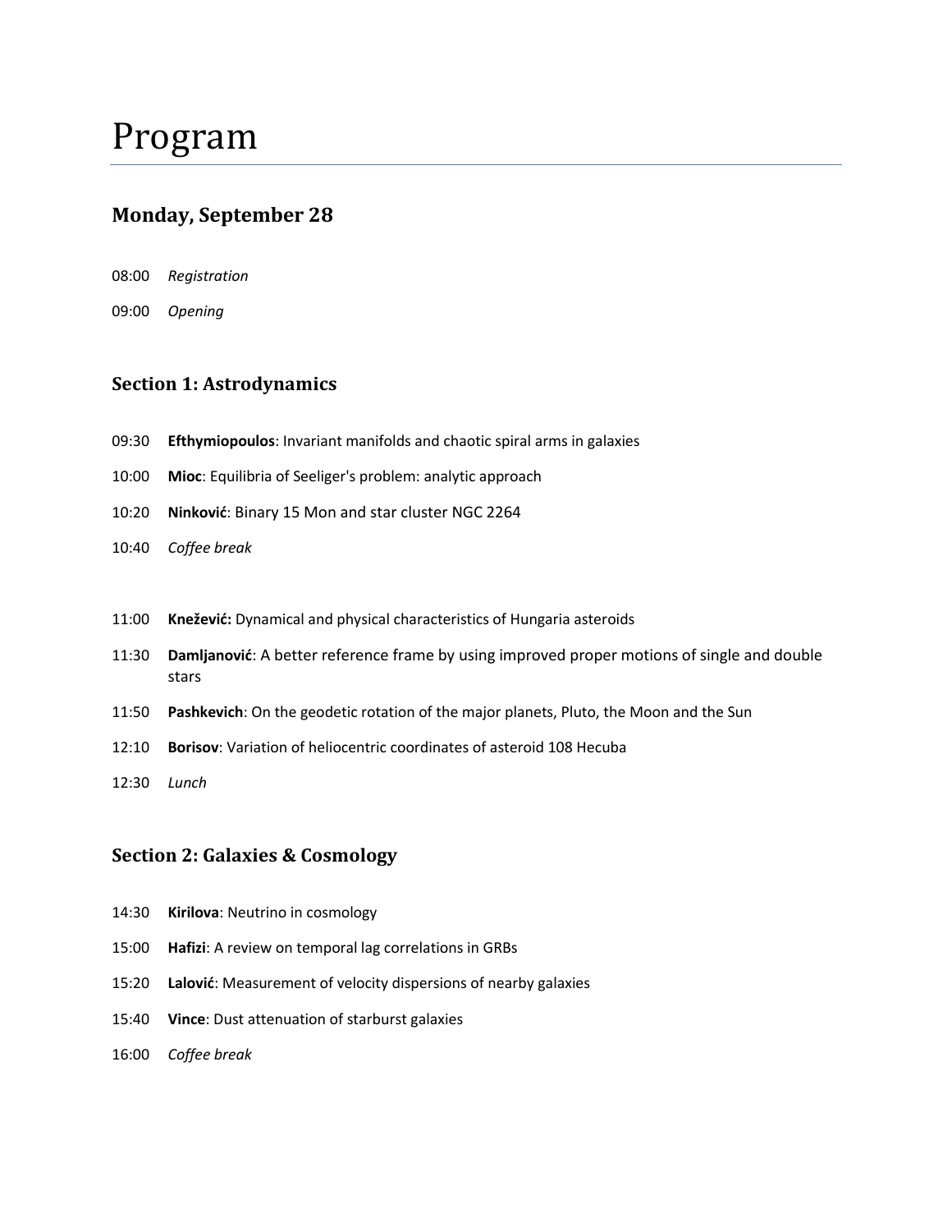# Program

## Monday, September 28

08:00 *Registration*

09:00 *Opening*

### Section 1: Astrodynamics

09:30 **Efthymiopoulos**: Invariant manifolds and chaotic spiral arms in galaxies

10:00 **Mioc**: Equilibria of Seeliger's problem: analytic approach

10:20 **Ninković**: Binary 15 Mon and star cluster NGC 2264

10:40 *Coffee break*

11:00 **Knežević:** Dynamical and physical characteristics of Hungaria asteroids

11:30 **Damljanović**: A better reference frame by using improved proper motions of single and double stars

11:50 **Pashkevich**: On the geodetic rotation of the major planets, Pluto, the Moon and the Sun

12:10 **Borisov**: Variation of heliocentric coordinates of asteroid 108 Hecuba

12:30 *Lunch*

### Section 2: Galaxies & Cosmology

14:30 **Kirilova**: Neutrino in cosmology

15:00 **Hafizi**: A review on temporal lag correlations in GRBs

15:20 **Lalović**: Measurement of velocity dispersions of nearby galaxies

15:40 **Vince**: Dust attenuation of starburst galaxies

16:00 *Coffee break*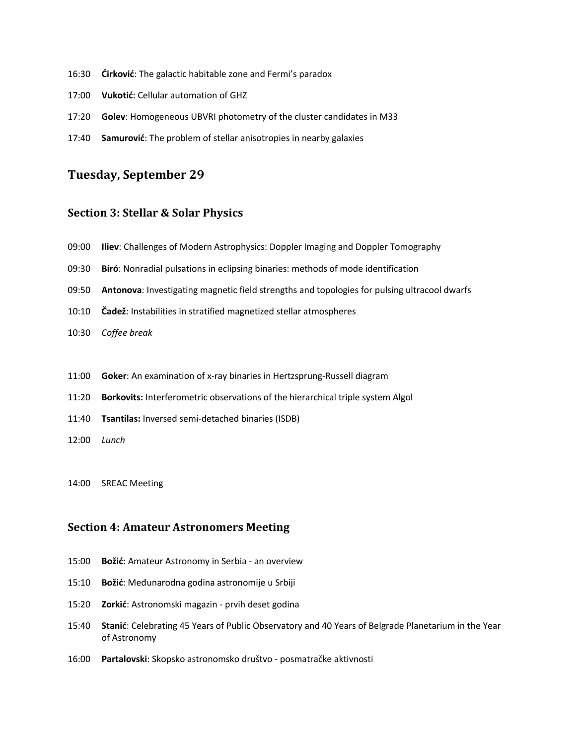16:30 **Ćirković**: The galactic habitable zone and Fermi's paradox

17:00 **Vukotić**: Cellular automation of GHZ

17:20 **Golev**: Homogeneous UBVRI photometry of the cluster candidates in M33

17:40 **Samurović**: The problem of stellar anisotropies in nearby galaxies

## Tuesday, September 29

### Section 3: Stellar & Solar Physics

09:00 **Iliev**: Challenges of Modern Astrophysics: Doppler Imaging and Doppler Tomography

09:30 **Bíró**: Nonradial pulsations in eclipsing binaries: methods of mode identification

09:50 **Antonova**: Investigating magnetic field strengths and topologies for pulsing ultracool dwarfs

10:10 **Čadež**: Instabilities in stratified magnetized stellar atmospheres

10:30 *Coffee break*

11:00 **Goker**: An examination of x-ray binaries in Hertzsprung-Russell diagram

11:20 **Borkovits:** Interferometric observations of the hierarchical triple system Algol

11:40 **Tsantilas:** Inversed semi-detached binaries (ISDB)

12:00 *Lunch*

14:00 SREAC Meeting

### Section 4: Amateur Astronomers Meeting

15:00 **Božić:** Amateur Astronomy in Serbia - an overview

15:10 **Božić**: Međunarodna godina astronomije u Srbiji

15:20 **Zorkić**: Astronomski magazin - prvih deset godina

15:40 **Stanić**: Celebrating 45 Years of Public Observatory and 40 Years of Belgrade Planetarium in the Year of Astronomy

16:00 **Partalovski**: Skopsko astronomsko društvo - posmatračke aktivnosti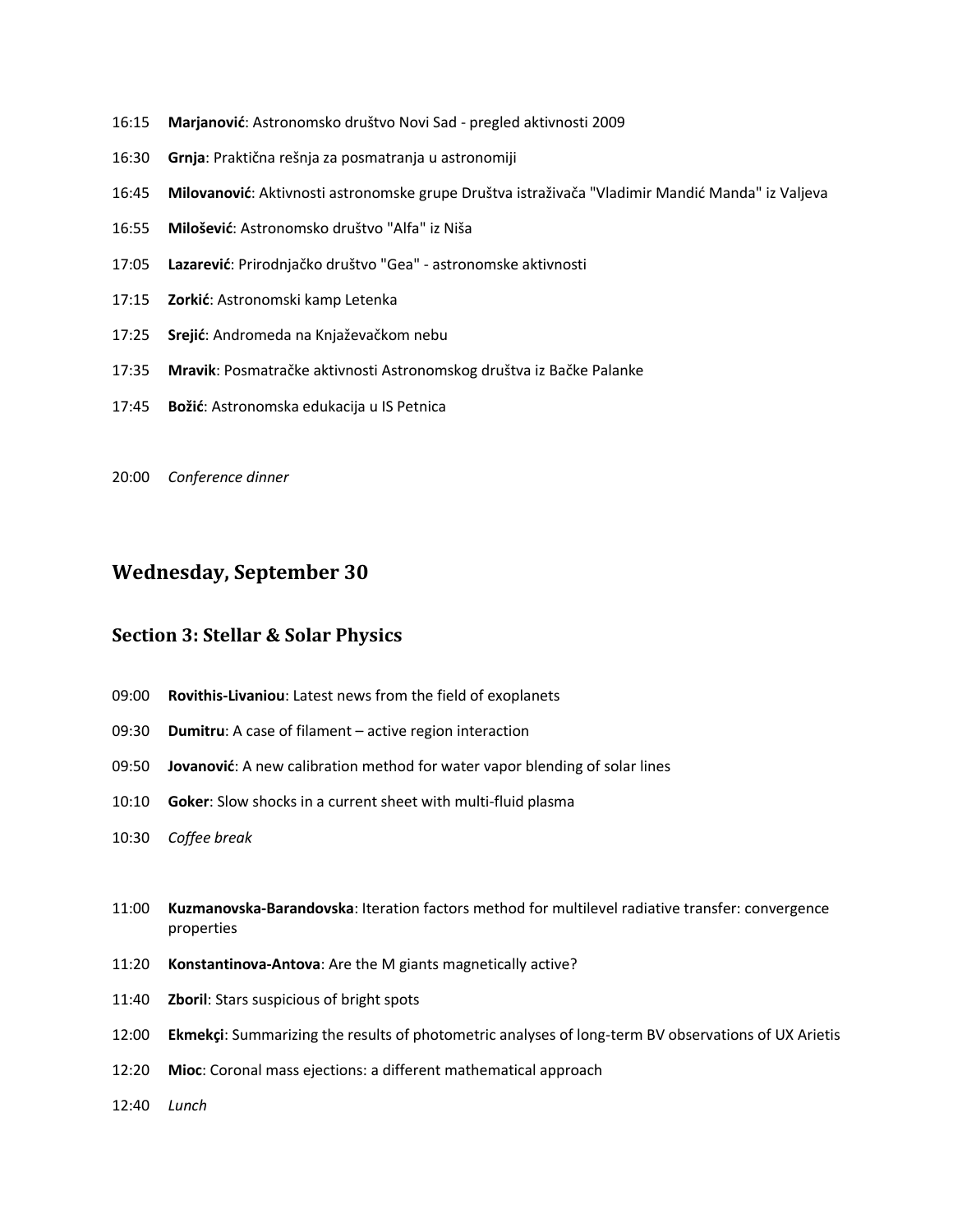16:15 **Marjanović**: Astronomsko društvo Novi Sad - pregled aktivnosti 2009

16:30 **Grnja**: Praktična rešnja za posmatranja u astronomiji

16:45 **Milovanović**: Aktivnosti astronomske grupe Društva istraživača "Vladimir Mandić Manda" iz Valjeva

16:55 **Milošević**: Astronomsko društvo "Alfa" iz Niša

17:05 **Lazarević**: Prirodnjačko društvo "Gea" - astronomske aktivnosti

17:15 **Zorkić**: Astronomski kamp Letenka

17:25 **Srejić**: Andromeda na Knjaževačkom nebu

17:35 **Mravik**: Posmatračke aktivnosti Astronomskog društva iz Bačke Palanke

17:45 **Božić**: Astronomska edukacija u IS Petnica

20:00 *Conference dinner*

## Wednesday, September 30

### Section 3: Stellar & Solar Physics

09:00 **Rovithis-Livaniou**: Latest news from the field of exoplanets

09:30 **Dumitru**: A case of filament – active region interaction

09:50 **Jovanović**: A new calibration method for water vapor blending of solar lines

10:10 **Goker**: Slow shocks in a current sheet with multi-fluid plasma

10:30 *Coffee break*

11:00 **Kuzmanovska-Barandovska**: Iteration factors method for multilevel radiative transfer: convergence properties

11:20 **Konstantinova-Antova**: Are the M giants magnetically active?

11:40 **Zboril**: Stars suspicious of bright spots

12:00 **Ekmekçi**: Summarizing the results of photometric analyses of long-term BV observations of UX Arietis

12:20 **Mioc**: Coronal mass ejections: a different mathematical approach

12:40 *Lunch*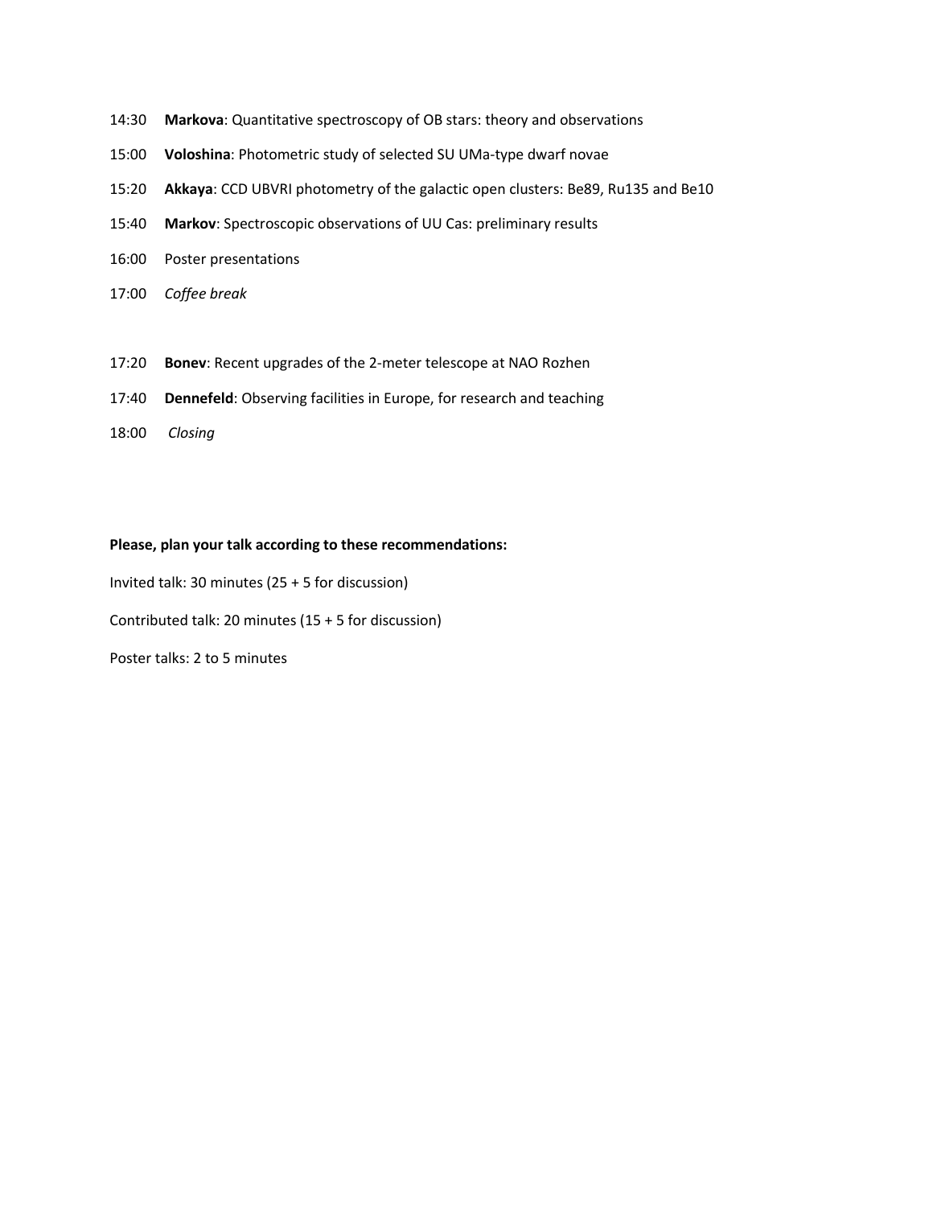14:30 **Markova**: Quantitative spectroscopy of OB stars: theory and observations

15:00 **Voloshina**: Photometric study of selected SU UMa-type dwarf novae

15:20 **Akkaya**: CCD UBVRI photometry of the galactic open clusters: Be89, Ru135 and Be10

15:40 **Markov**: Spectroscopic observations of UU Cas: preliminary results

16:00 Poster presentations

17:00 *Coffee break*

17:20 **Bonev**: Recent upgrades of the 2-meter telescope at NAO Rozhen

17:40 **Dennefeld**: Observing facilities in Europe, for research and teaching

18:00 *Closing*

**Please, plan your talk according to these recommendations:**

Invited talk: 30 minutes (25 + 5 for discussion)

Contributed talk: 20 minutes (15 + 5 for discussion)

Poster talks: 2 to 5 minutes